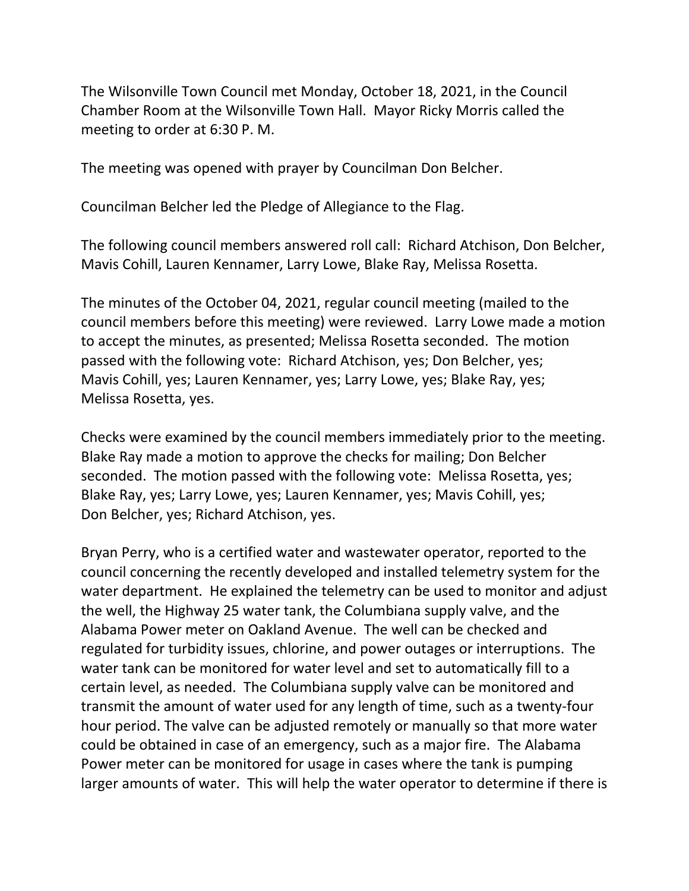The Wilsonville Town Council met Monday, October 18, 2021, in the Council Chamber Room at the Wilsonville Town Hall. Mayor Ricky Morris called the meeting to order at 6:30 P. M.

The meeting was opened with prayer by Councilman Don Belcher.

Councilman Belcher led the Pledge of Allegiance to the Flag.

The following council members answered roll call: Richard Atchison, Don Belcher, Mavis Cohill, Lauren Kennamer, Larry Lowe, Blake Ray, Melissa Rosetta.

The minutes of the October 04, 2021, regular council meeting (mailed to the council members before this meeting) were reviewed. Larry Lowe made a motion to accept the minutes, as presented; Melissa Rosetta seconded. The motion passed with the following vote: Richard Atchison, yes; Don Belcher, yes; Mavis Cohill, yes; Lauren Kennamer, yes; Larry Lowe, yes; Blake Ray, yes; Melissa Rosetta, yes.

Checks were examined by the council members immediately prior to the meeting. Blake Ray made a motion to approve the checks for mailing; Don Belcher seconded. The motion passed with the following vote: Melissa Rosetta, yes; Blake Ray, yes; Larry Lowe, yes; Lauren Kennamer, yes; Mavis Cohill, yes; Don Belcher, yes; Richard Atchison, yes.

Bryan Perry, who is a certified water and wastewater operator, reported to the council concerning the recently developed and installed telemetry system for the water department. He explained the telemetry can be used to monitor and adjust the well, the Highway 25 water tank, the Columbiana supply valve, and the Alabama Power meter on Oakland Avenue. The well can be checked and regulated for turbidity issues, chlorine, and power outages or interruptions. The water tank can be monitored for water level and set to automatically fill to a certain level, as needed. The Columbiana supply valve can be monitored and transmit the amount of water used for any length of time, such as a twenty-four hour period. The valve can be adjusted remotely or manually so that more water could be obtained in case of an emergency, such as a major fire. The Alabama Power meter can be monitored for usage in cases where the tank is pumping larger amounts of water. This will help the water operator to determine if there is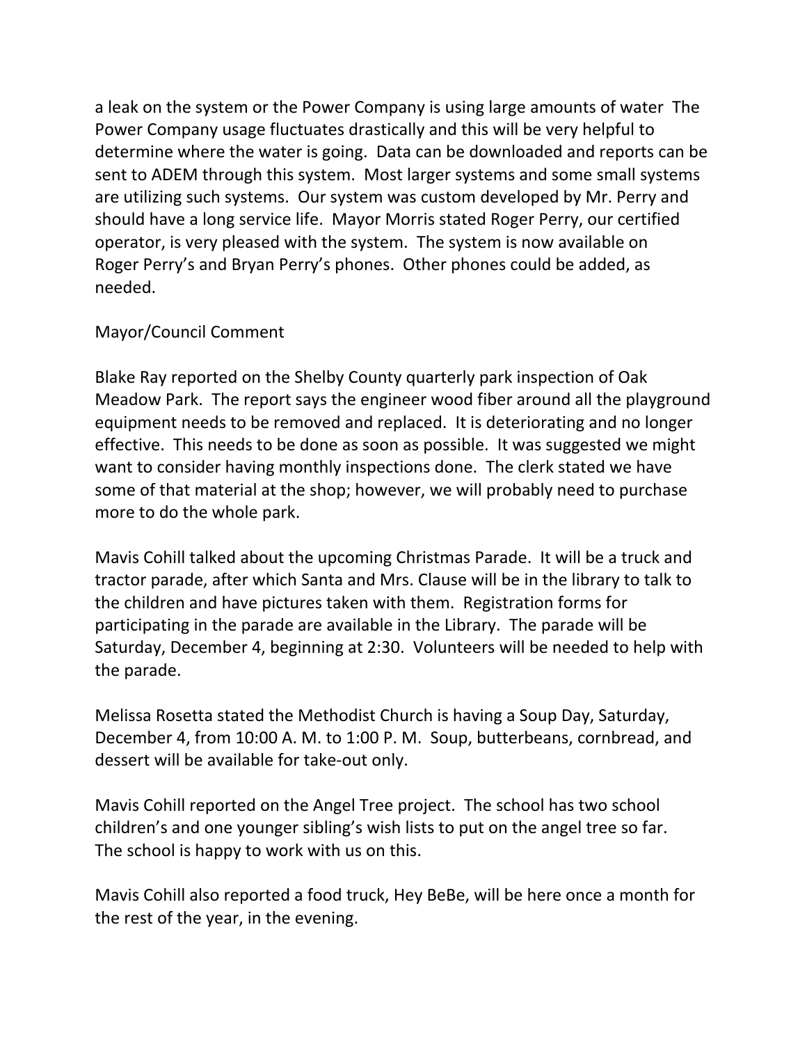a leak on the system or the Power Company is using large amounts of water  The Power Company usage fluctuates drastically and this will be very helpful to determine where the water is going.  Data can be downloaded and reports can be sent to ADEM through this system.  Most larger systems and some small systems are utilizing such systems.  Our system was custom developed by Mr. Perry and should have a long service life.  Mayor Morris stated Roger Perry, our certified operator, is very pleased with the system.  The system is now available on Roger Perry's and Bryan Perry's phones.  Other phones could be added, as needed.

Mayor/Council Comment

Blake Ray reported on the Shelby County quarterly park inspection of Oak Meadow Park.  The report says the engineer wood fiber around all the playground equipment needs to be removed and replaced.  It is deteriorating and no longer effective.  This needs to be done as soon as possible.  It was suggested we might want to consider having monthly inspections done.  The clerk stated we have some of that material at the shop; however, we will probably need to purchase more to do the whole park.

Mavis Cohill talked about the upcoming Christmas Parade.  It will be a truck and tractor parade, after which Santa and Mrs. Clause will be in the library to talk to the children and have pictures taken with them.  Registration forms for participating in the parade are available in the Library.  The parade will be Saturday, December 4, beginning at 2:30.  Volunteers will be needed to help with the parade.

Melissa Rosetta stated the Methodist Church is having a Soup Day, Saturday, December 4, from 10:00 A. M. to 1:00 P. M.  Soup, butterbeans, cornbread, and dessert will be available for take-out only.

Mavis Cohill reported on the Angel Tree project.  The school has two school children's and one younger sibling's wish lists to put on the angel tree so far.  The school is happy to work with us on this.

Mavis Cohill also reported a food truck, Hey BeBe, will be here once a month for the rest of the year, in the evening.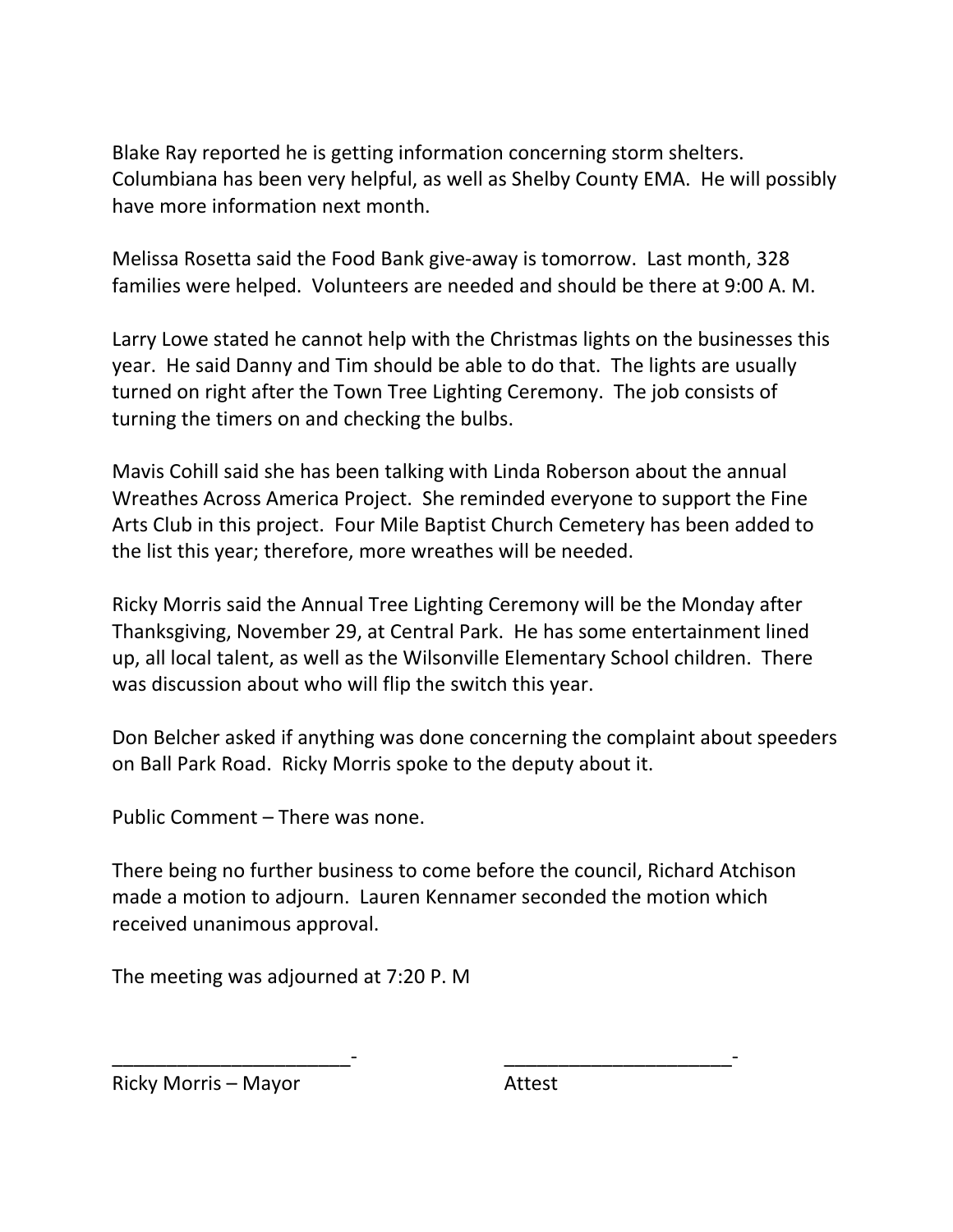Blake Ray reported he is getting information concerning storm shelters. Columbiana has been very helpful, as well as Shelby County EMA. He will possibly have more information next month.

Melissa Rosetta said the Food Bank give-away is tomorrow. Last month, 328 families were helped. Volunteers are needed and should be there at 9:00 A. M.

Larry Lowe stated he cannot help with the Christmas lights on the businesses this year. He said Danny and Tim should be able to do that. The lights are usually turned on right after the Town Tree Lighting Ceremony. The job consists of turning the timers on and checking the bulbs.

Mavis Cohill said she has been talking with Linda Roberson about the annual Wreathes Across America Project. She reminded everyone to support the Fine Arts Club in this project. Four Mile Baptist Church Cemetery has been added to the list this year; therefore, more wreathes will be needed.

Ricky Morris said the Annual Tree Lighting Ceremony will be the Monday after Thanksgiving, November 29, at Central Park. He has some entertainment lined up, all local talent, as well as the Wilsonville Elementary School children. There was discussion about who will flip the switch this year.

Don Belcher asked if anything was done concerning the complaint about speeders on Ball Park Road. Ricky Morris spoke to the deputy about it.

Public Comment – There was none.

There being no further business to come before the council, Richard Atchison made a motion to adjourn. Lauren Kennamer seconded the motion which received unanimous approval.

The meeting was adjourned at 7:20 P. M

______________________-　　　　　　　　______________________-

Ricky Morris – Mayor　　　　　　　　Attest